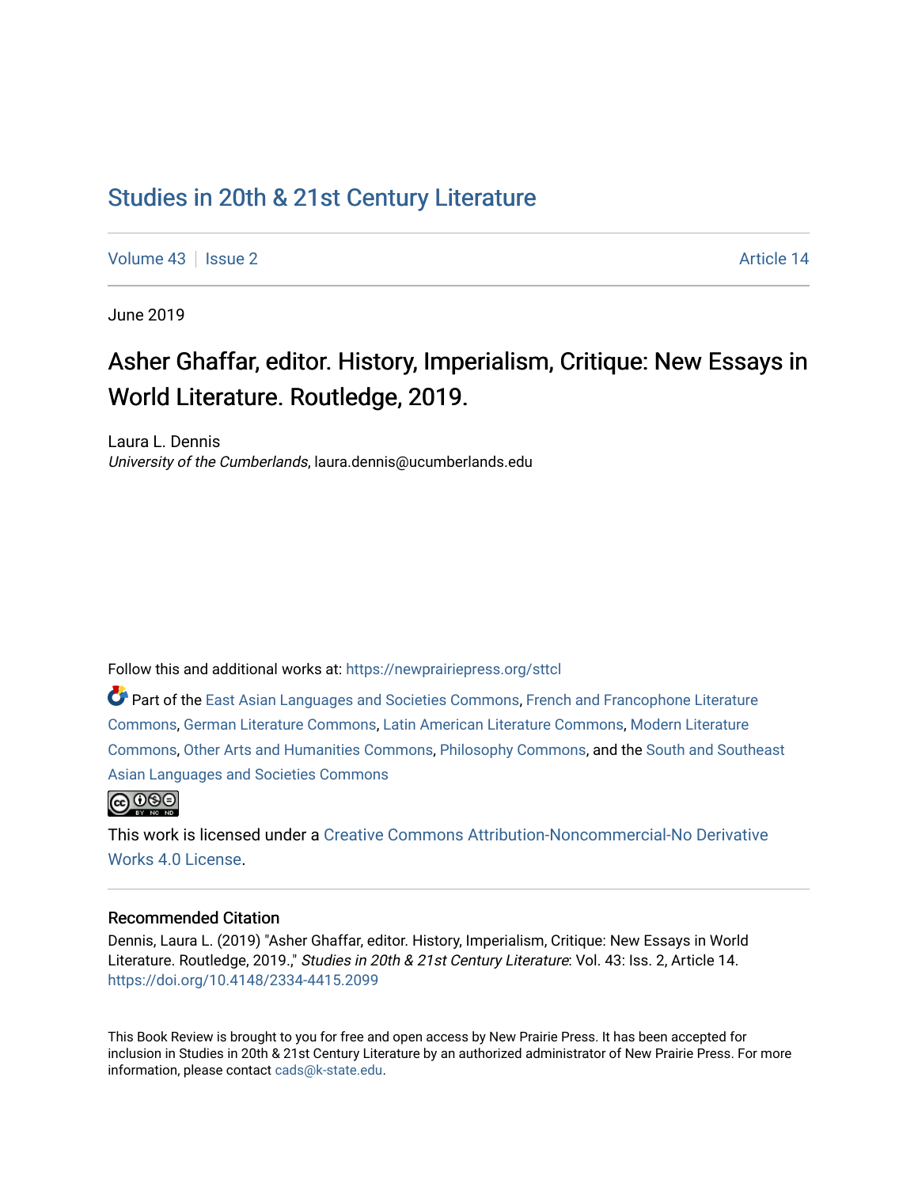# Studies in 20th & 21st Century Literature

Volume 43 | Issue 2 | Article 14

June 2019

## Asher Ghaffar, editor. History, Imperialism, Critique: New Essays in World Literature. Routledge, 2019.

Laura L. Dennis
*University of the Cumberlands*, laura.dennis@ucumberlands.edu

Follow this and additional works at: https://newprairiepress.org/sttcl

Part of the East Asian Languages and Societies Commons, French and Francophone Literature Commons, German Literature Commons, Latin American Literature Commons, Modern Literature Commons, Other Arts and Humanities Commons, Philosophy Commons, and the South and Southeast Asian Languages and Societies Commons

This work is licensed under a Creative Commons Attribution-Noncommercial-No Derivative Works 4.0 License.

### Recommended Citation

Dennis, Laura L. (2019) "Asher Ghaffar, editor. History, Imperialism, Critique: New Essays in World Literature. Routledge, 2019.," *Studies in 20th & 21st Century Literature*: Vol. 43: Iss. 2, Article 14. https://doi.org/10.4148/2334-4415.2099

This Book Review is brought to you for free and open access by New Prairie Press. It has been accepted for inclusion in Studies in 20th & 21st Century Literature by an authorized administrator of New Prairie Press. For more information, please contact cads@k-state.edu.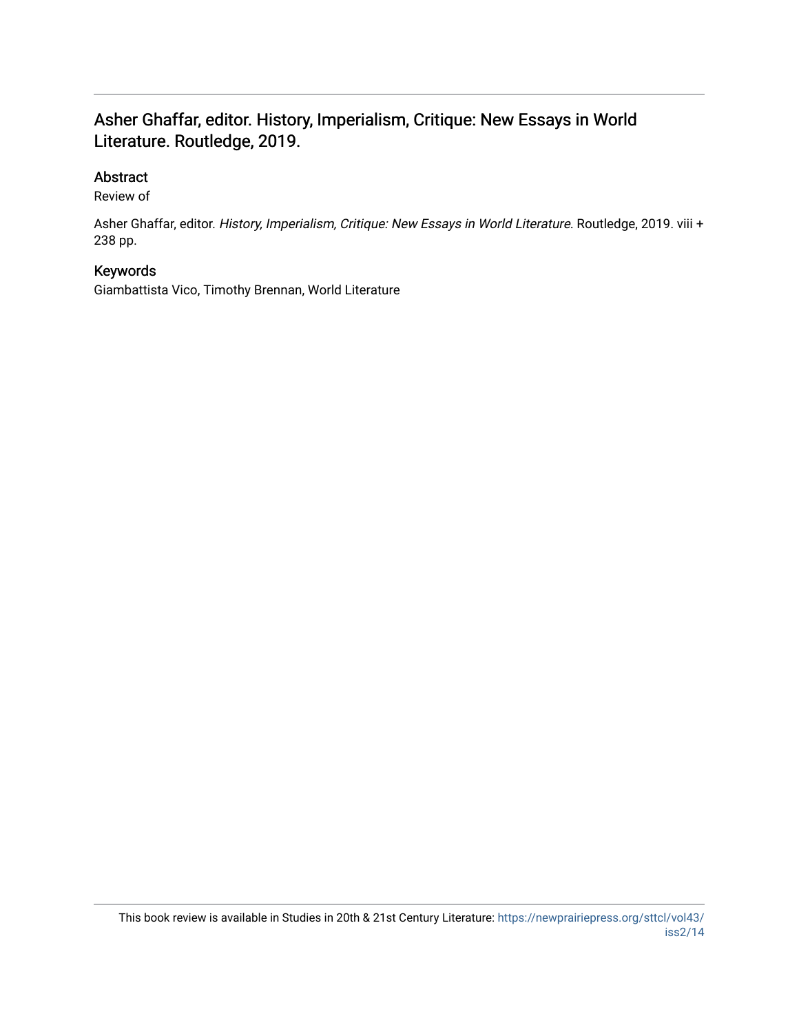## Asher Ghaffar, editor. History, Imperialism, Critique: New Essays in World Literature. Routledge, 2019.

### Abstract

Review of

Asher Ghaffar, editor. *History, Imperialism, Critique: New Essays in World Literature*. Routledge, 2019. viii + 238 pp.

### Keywords

Giambattista Vico, Timothy Brennan, World Literature

This book review is available in Studies in 20th & 21st Century Literature: https://newprairiepress.org/sttcl/vol43/iss2/14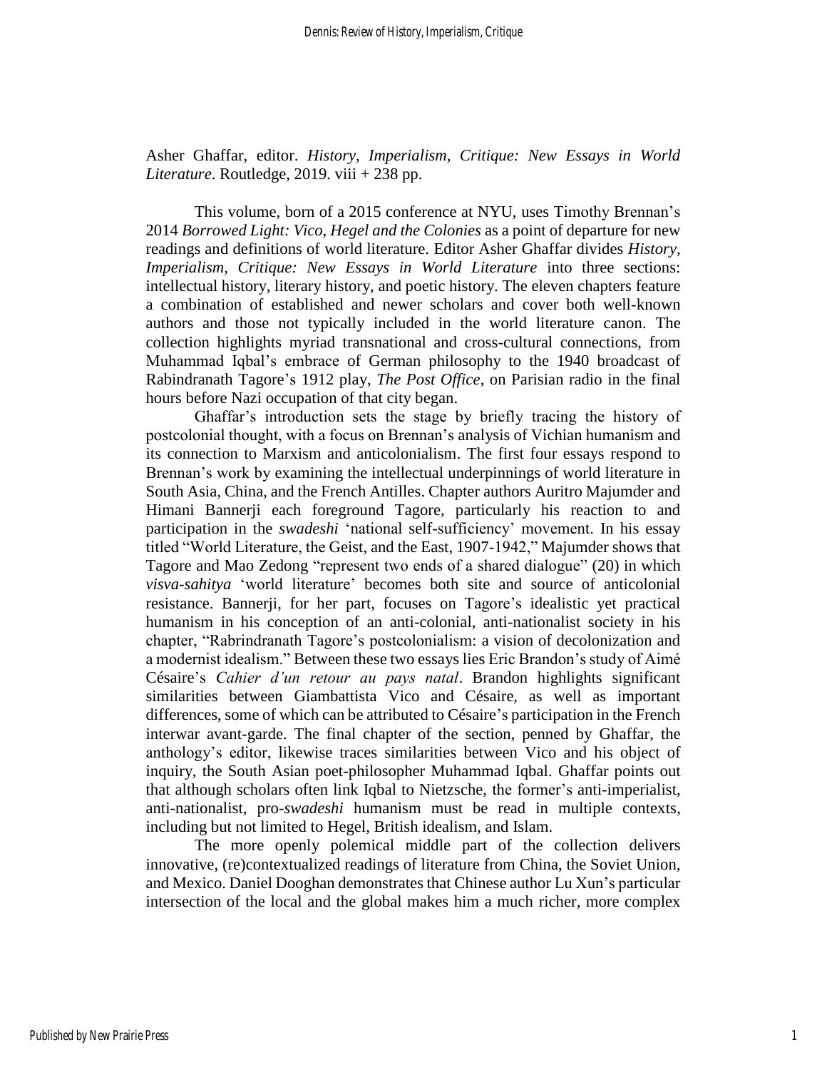Asher Ghaffar, editor. *History, Imperialism, Critique: New Essays in World Literature*. Routledge, 2019. viii + 238 pp.

This volume, born of a 2015 conference at NYU, uses Timothy Brennan's 2014 *Borrowed Light: Vico, Hegel and the Colonies* as a point of departure for new readings and definitions of world literature. Editor Asher Ghaffar divides *History, Imperialism, Critique: New Essays in World Literature* into three sections: intellectual history, literary history, and poetic history. The eleven chapters feature a combination of established and newer scholars and cover both well-known authors and those not typically included in the world literature canon. The collection highlights myriad transnational and cross-cultural connections, from Muhammad Iqbal's embrace of German philosophy to the 1940 broadcast of Rabindranath Tagore's 1912 play, *The Post Office*, on Parisian radio in the final hours before Nazi occupation of that city began.

Ghaffar's introduction sets the stage by briefly tracing the history of postcolonial thought, with a focus on Brennan's analysis of Vichian humanism and its connection to Marxism and anticolonialism. The first four essays respond to Brennan's work by examining the intellectual underpinnings of world literature in South Asia, China, and the French Antilles. Chapter authors Auritro Majumder and Himani Bannerji each foreground Tagore, particularly his reaction to and participation in the *swadeshi* 'national self-sufficiency' movement. In his essay titled "World Literature, the Geist, and the East, 1907-1942," Majumder shows that Tagore and Mao Zedong "represent two ends of a shared dialogue" (20) in which *visva-sahitya* 'world literature' becomes both site and source of anticolonial resistance. Bannerji, for her part, focuses on Tagore's idealistic yet practical humanism in his conception of an anti-colonial, anti-nationalist society in his chapter, "Rabindranath Tagore's postcolonialism: a vision of decolonization and a modernist idealism." Between these two essays lies Eric Brandon's study of Aimé Césaire's *Cahier d'un retour au pays natal*. Brandon highlights significant similarities between Giambattista Vico and Césaire, as well as important differences, some of which can be attributed to Césaire's participation in the French interwar avant-garde. The final chapter of the section, penned by Ghaffar, the anthology's editor, likewise traces similarities between Vico and his object of inquiry, the South Asian poet-philosopher Muhammad Iqbal. Ghaffar points out that although scholars often link Iqbal to Nietzsche, the former's anti-imperialist, anti-nationalist, pro-*swadeshi* humanism must be read in multiple contexts, including but not limited to Hegel, British idealism, and Islam.

The more openly polemical middle part of the collection delivers innovative, (re)contextualized readings of literature from China, the Soviet Union, and Mexico. Daniel Dooghan demonstrates that Chinese author Lu Xun's particular intersection of the local and the global makes him a much richer, more complex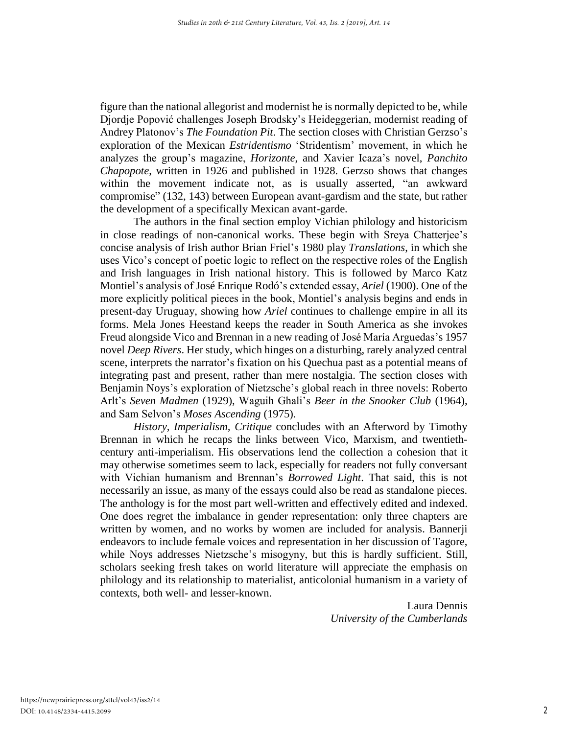figure than the national allegorist and modernist he is normally depicted to be, while Djordje Popović challenges Joseph Brodsky's Heideggerian, modernist reading of Andrey Platonov's *The Foundation Pit*. The section closes with Christian Gerzso's exploration of the Mexican *Estridentismo* 'Stridentism' movement, in which he analyzes the group's magazine, *Horizonte*, and Xavier Icaza's novel, *Panchito Chapopote*, written in 1926 and published in 1928. Gerzso shows that changes within the movement indicate not, as is usually asserted, "an awkward compromise" (132, 143) between European avant-gardism and the state, but rather the development of a specifically Mexican avant-garde.

The authors in the final section employ Vichian philology and historicism in close readings of non-canonical works. These begin with Sreya Chatterjee's concise analysis of Irish author Brian Friel's 1980 play *Translations*, in which she uses Vico's concept of poetic logic to reflect on the respective roles of the English and Irish languages in Irish national history. This is followed by Marco Katz Montiel's analysis of José Enrique Rodó's extended essay, *Ariel* (1900). One of the more explicitly political pieces in the book, Montiel's analysis begins and ends in present-day Uruguay, showing how *Ariel* continues to challenge empire in all its forms. Mela Jones Heestand keeps the reader in South America as she invokes Freud alongside Vico and Brennan in a new reading of José María Arguedas's 1957 novel *Deep Rivers*. Her study, which hinges on a disturbing, rarely analyzed central scene, interprets the narrator's fixation on his Quechua past as a potential means of integrating past and present, rather than mere nostalgia. The section closes with Benjamin Noys's exploration of Nietzsche's global reach in three novels: Roberto Arlt's *Seven Madmen* (1929), Waguih Ghali's *Beer in the Snooker Club* (1964), and Sam Selvon's *Moses Ascending* (1975).

*History, Imperialism, Critique* concludes with an Afterword by Timothy Brennan in which he recaps the links between Vico, Marxism, and twentieth-century anti-imperialism. His observations lend the collection a cohesion that it may otherwise sometimes seem to lack, especially for readers not fully conversant with Vichian humanism and Brennan's *Borrowed Light*. That said, this is not necessarily an issue, as many of the essays could also be read as standalone pieces. The anthology is for the most part well-written and effectively edited and indexed. One does regret the imbalance in gender representation: only three chapters are written by women, and no works by women are included for analysis. Bannerji endeavors to include female voices and representation in her discussion of Tagore, while Noys addresses Nietzsche's misogyny, but this is hardly sufficient. Still, scholars seeking fresh takes on world literature will appreciate the emphasis on philology and its relationship to materialist, anticolonial humanism in a variety of contexts, both well- and lesser-known.

Laura Dennis
*University of the Cumberlands*